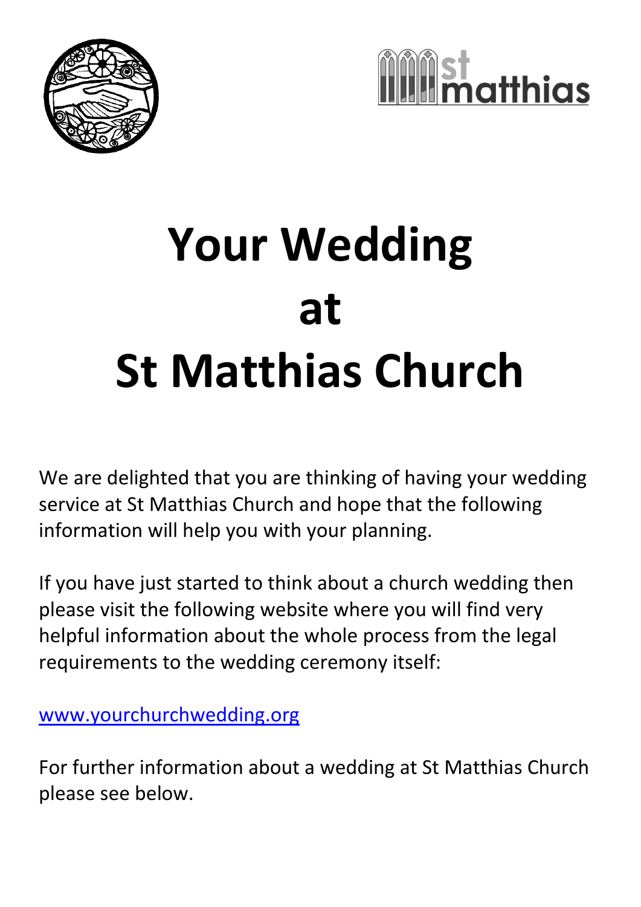# Your Wedding at St Matthias Church

We are delighted that you are thinking of having your wedding service at St Matthias Church and hope that the following information will help you with your planning.

If you have just started to think about a church wedding then please visit the following website where you will find very helpful information about the whole process from the legal requirements to the wedding ceremony itself:

www.yourchurchwedding.org

For further information about a wedding at St Matthias Church please see below.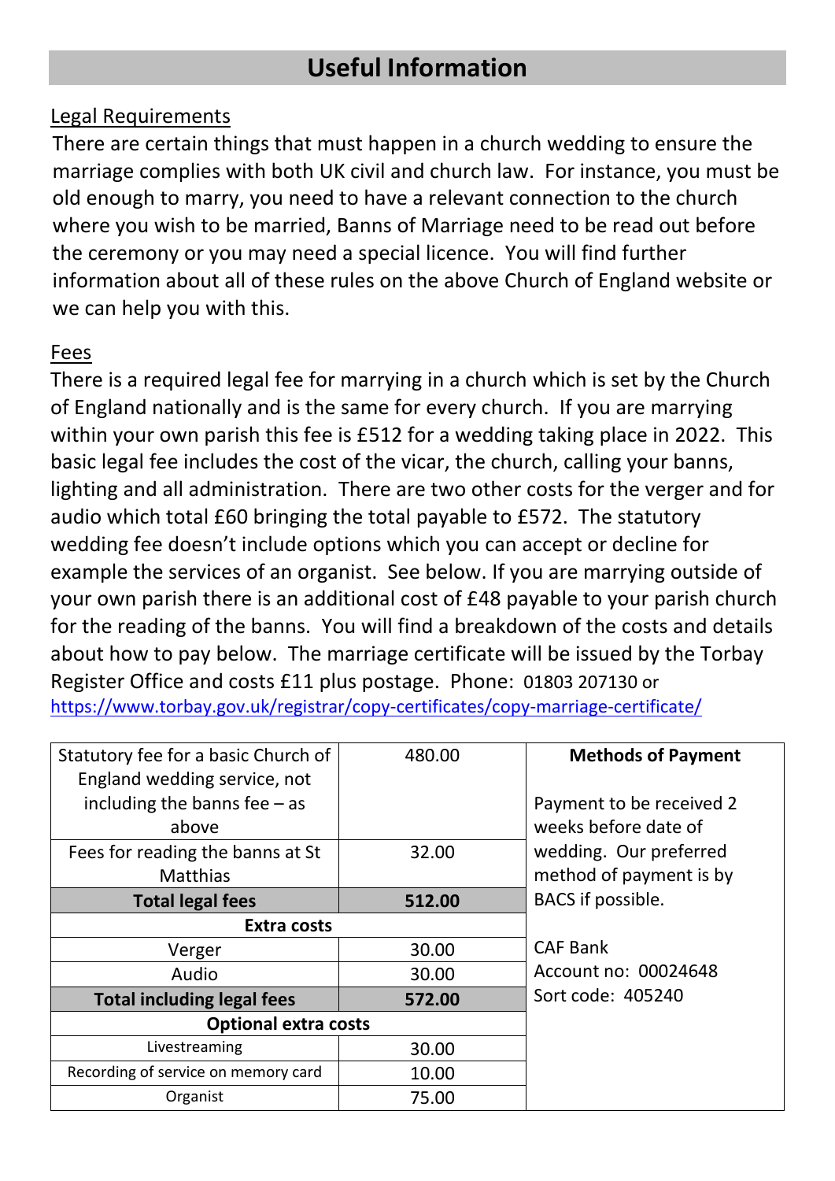# Useful Information

## Legal Requirements

There are certain things that must happen in a church wedding to ensure the marriage complies with both UK civil and church law. For instance, you must be old enough to marry, you need to have a relevant connection to the church where you wish to be married, Banns of Marriage need to be read out before the ceremony or you may need a special licence. You will find further information about all of these rules on the above Church of England website or we can help you with this.

## Fees

There is a required legal fee for marrying in a church which is set by the Church of England nationally and is the same for every church. If you are marrying within your own parish this fee is £512 for a wedding taking place in 2022. This basic legal fee includes the cost of the vicar, the church, calling your banns, lighting and all administration. There are two other costs for the verger and for audio which total £60 bringing the total payable to £572. The statutory wedding fee doesn't include options which you can accept or decline for example the services of an organist. See below. If you are marrying outside of your own parish there is an additional cost of £48 payable to your parish church for the reading of the banns. You will find a breakdown of the costs and details about how to pay below. The marriage certificate will be issued by the Torbay Register Office and costs £11 plus postage. Phone: 01803 207130 or https://www.torbay.gov.uk/registrar/copy-certificates/copy-marriage-certificate/

| Item | Cost |
|---|---|
| Statutory fee for a basic Church of England wedding service, not including the banns fee – as above | 480.00 |
| Fees for reading the banns at St Matthias | 32.00 |
| **Total legal fees** | **512.00** |
| **Extra costs** | |
| Verger | 30.00 |
| Audio | 30.00 |
| **Total including legal fees** | **572.00** |
| **Optional extra costs** | |
| Livestreaming | 30.00 |
| Recording of service on memory card | 10.00 |
| Organist | 75.00 |

**Methods of Payment**

Payment to be received 2 weeks before date of wedding. Our preferred method of payment is by BACS if possible.

CAF Bank
Account no: 00024648
Sort code: 405240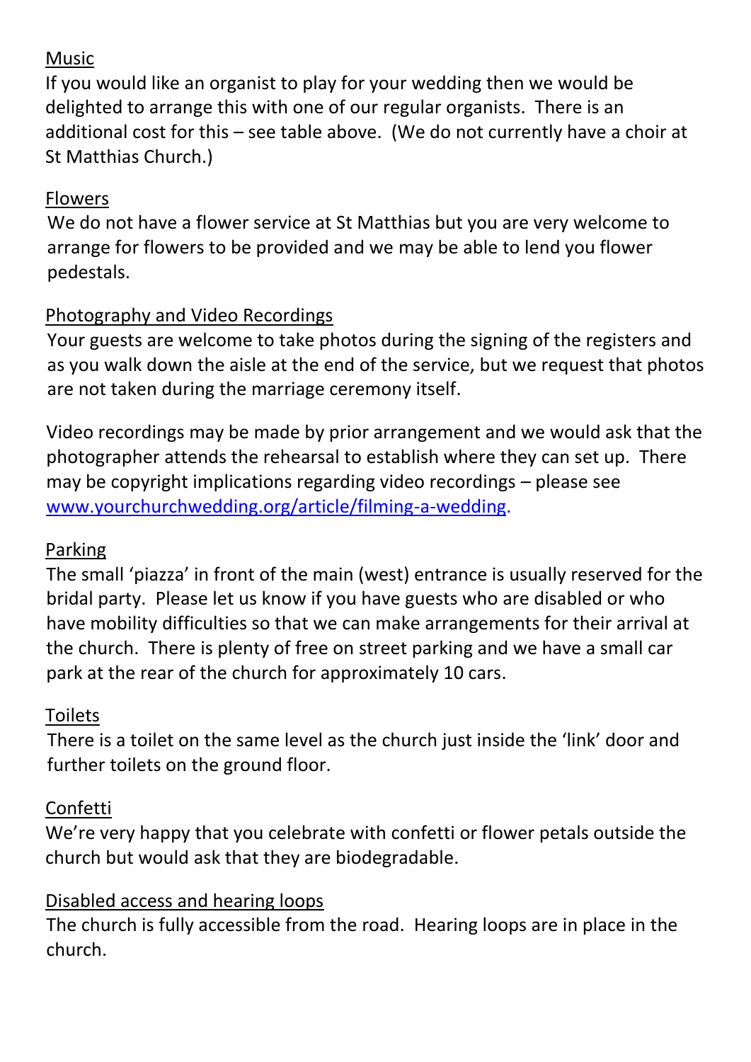## Music

If you would like an organist to play for your wedding then we would be delighted to arrange this with one of our regular organists. There is an additional cost for this – see table above. (We do not currently have a choir at St Matthias Church.)

## Flowers

We do not have a flower service at St Matthias but you are very welcome to arrange for flowers to be provided and we may be able to lend you flower pedestals.

## Photography and Video Recordings

Your guests are welcome to take photos during the signing of the registers and as you walk down the aisle at the end of the service, but we request that photos are not taken during the marriage ceremony itself.

Video recordings may be made by prior arrangement and we would ask that the photographer attends the rehearsal to establish where they can set up. There may be copyright implications regarding video recordings – please see [www.yourchurchwedding.org/article/filming-a-wedding](http://www.yourchurchwedding.org/article/filming-a-wedding).

## Parking

The small 'piazza' in front of the main (west) entrance is usually reserved for the bridal party. Please let us know if you have guests who are disabled or who have mobility difficulties so that we can make arrangements for their arrival at the church. There is plenty of free on street parking and we have a small car park at the rear of the church for approximately 10 cars.

## Toilets

There is a toilet on the same level as the church just inside the 'link' door and further toilets on the ground floor.

## Confetti

We're very happy that you celebrate with confetti or flower petals outside the church but would ask that they are biodegradable.

## Disabled access and hearing loops

The church is fully accessible from the road. Hearing loops are in place in the church.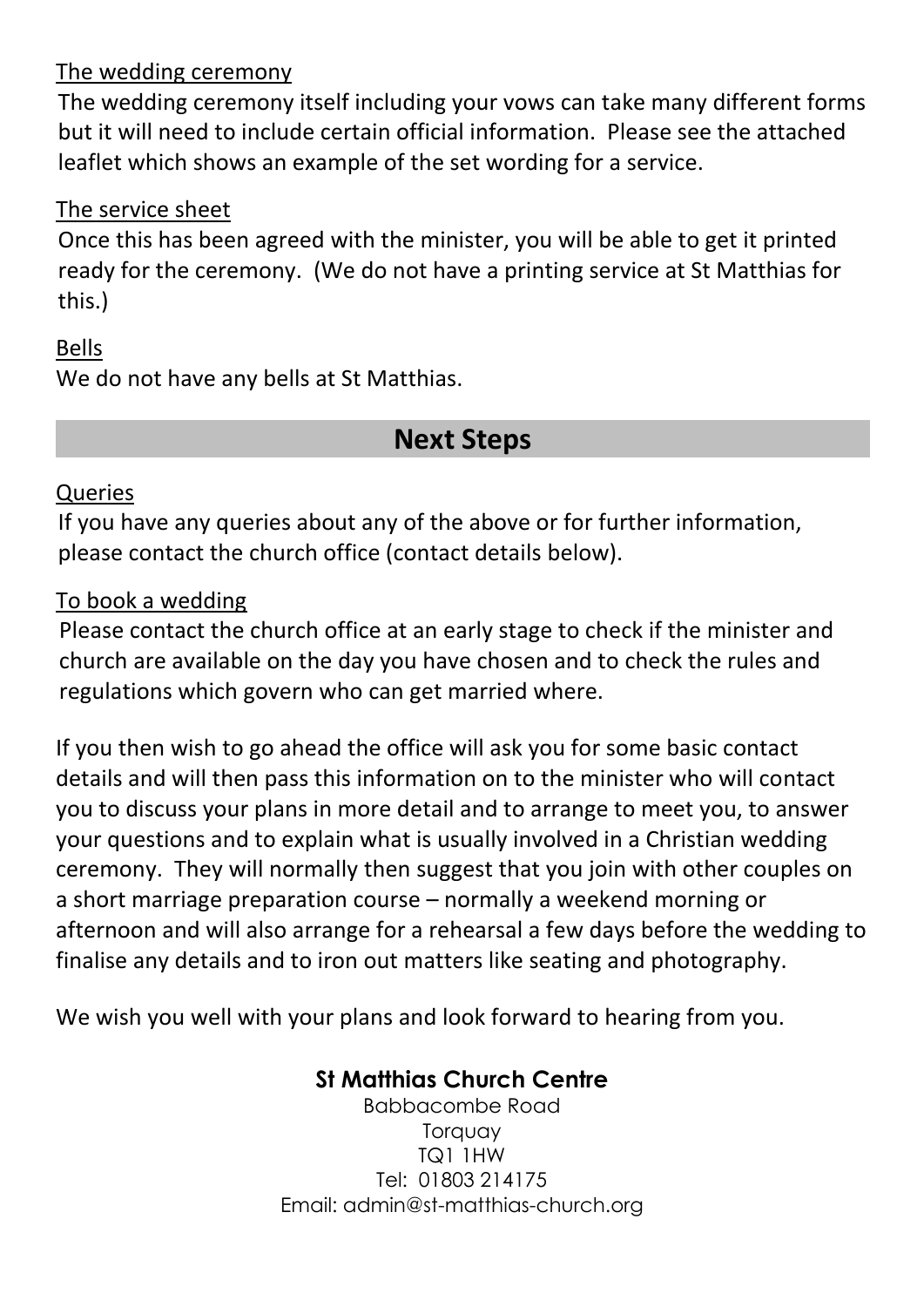The wedding ceremony

The wedding ceremony itself including your vows can take many different forms but it will need to include certain official information. Please see the attached leaflet which shows an example of the set wording for a service.

The service sheet

Once this has been agreed with the minister, you will be able to get it printed ready for the ceremony. (We do not have a printing service at St Matthias for this.)

Bells

We do not have any bells at St Matthias.

## Next Steps

Queries

If you have any queries about any of the above or for further information, please contact the church office (contact details below).

To book a wedding

Please contact the church office at an early stage to check if the minister and church are available on the day you have chosen and to check the rules and regulations which govern who can get married where.

If you then wish to go ahead the office will ask you for some basic contact details and will then pass this information on to the minister who will contact you to discuss your plans in more detail and to arrange to meet you, to answer your questions and to explain what is usually involved in a Christian wedding ceremony. They will normally then suggest that you join with other couples on a short marriage preparation course – normally a weekend morning or afternoon and will also arrange for a rehearsal a few days before the wedding to finalise any details and to iron out matters like seating and photography.

We wish you well with your plans and look forward to hearing from you.

**St Matthias Church Centre**

Babbacombe Road
Torquay
TQ1 1HW
Tel: 01803 214175
Email: admin@st-matthias-church.org